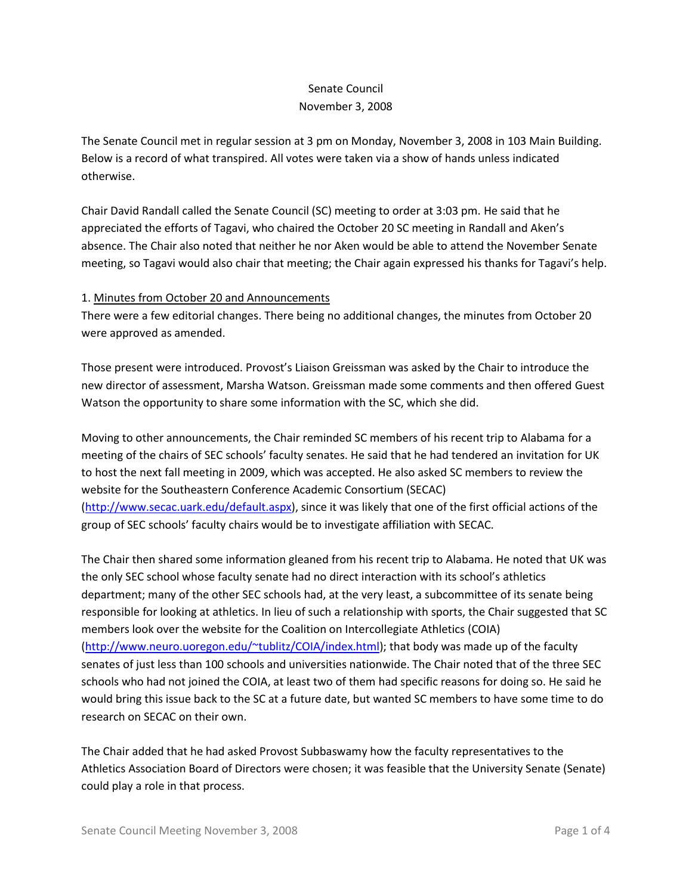Senate Council
November 3, 2008

The Senate Council met in regular session at 3 pm on Monday, November 3, 2008 in 103 Main Building. Below is a record of what transpired. All votes were taken via a show of hands unless indicated otherwise.

Chair David Randall called the Senate Council (SC) meeting to order at 3:03 pm. He said that he appreciated the efforts of Tagavi, who chaired the October 20 SC meeting in Randall and Aken's absence. The Chair also noted that neither he nor Aken would be able to attend the November Senate meeting, so Tagavi would also chair that meeting; the Chair again expressed his thanks for Tagavi's help.

1. Minutes from October 20 and Announcements

There were a few editorial changes. There being no additional changes, the minutes from October 20 were approved as amended.

Those present were introduced. Provost's Liaison Greissman was asked by the Chair to introduce the new director of assessment, Marsha Watson. Greissman made some comments and then offered Guest Watson the opportunity to share some information with the SC, which she did.

Moving to other announcements, the Chair reminded SC members of his recent trip to Alabama for a meeting of the chairs of SEC schools' faculty senates. He said that he had tendered an invitation for UK to host the next fall meeting in 2009, which was accepted. He also asked SC members to review the website for the Southeastern Conference Academic Consortium (SECAC) (http://www.secac.uark.edu/default.aspx), since it was likely that one of the first official actions of the group of SEC schools' faculty chairs would be to investigate affiliation with SECAC.

The Chair then shared some information gleaned from his recent trip to Alabama. He noted that UK was the only SEC school whose faculty senate had no direct interaction with its school's athletics department; many of the other SEC schools had, at the very least, a subcommittee of its senate being responsible for looking at athletics. In lieu of such a relationship with sports, the Chair suggested that SC members look over the website for the Coalition on Intercollegiate Athletics (COIA) (http://www.neuro.uoregon.edu/~tublitz/COIA/index.html); that body was made up of the faculty senates of just less than 100 schools and universities nationwide. The Chair noted that of the three SEC schools who had not joined the COIA, at least two of them had specific reasons for doing so. He said he would bring this issue back to the SC at a future date, but wanted SC members to have some time to do research on SECAC on their own.

The Chair added that he had asked Provost Subbaswamy how the faculty representatives to the Athletics Association Board of Directors were chosen; it was feasible that the University Senate (Senate) could play a role in that process.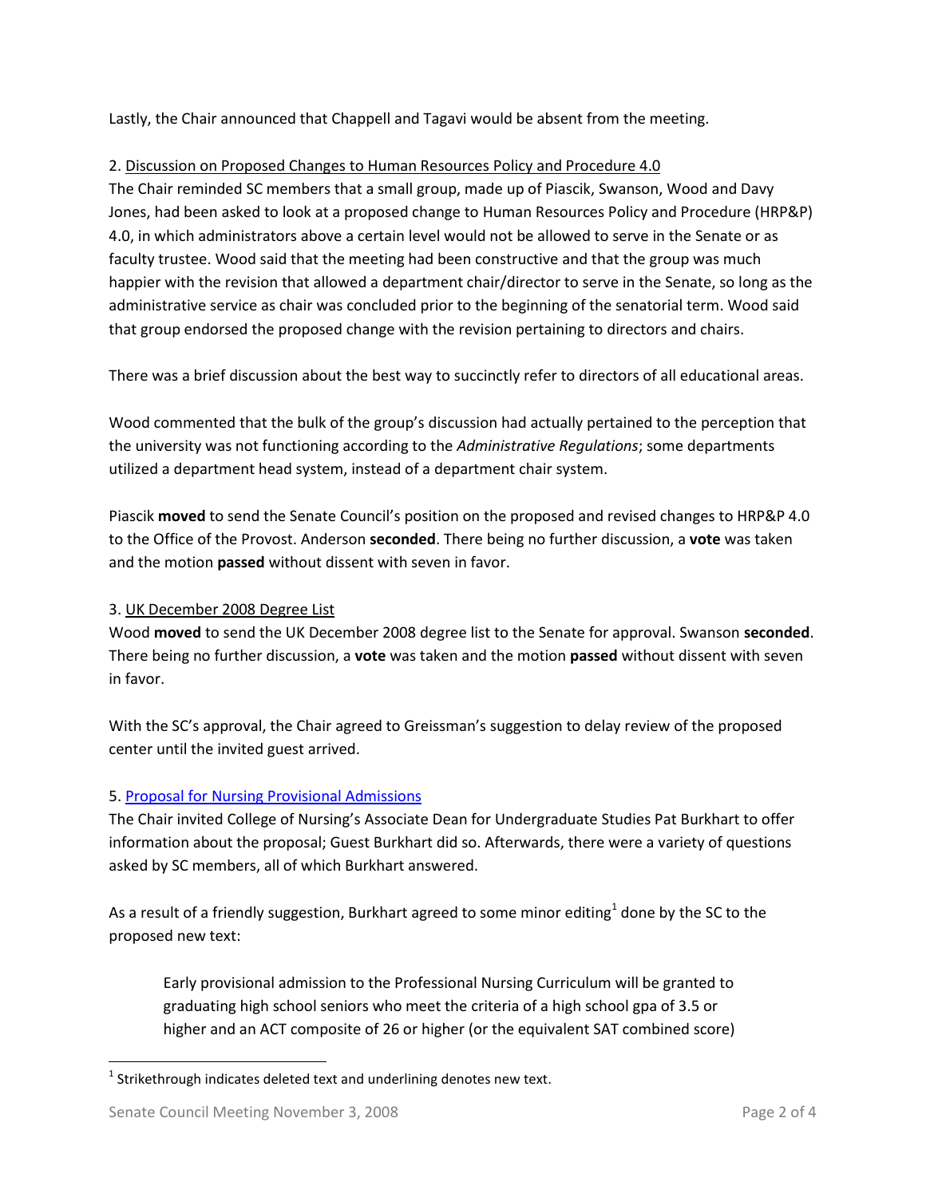Lastly, the Chair announced that Chappell and Tagavi would be absent from the meeting.

2. Discussion on Proposed Changes to Human Resources Policy and Procedure 4.0

The Chair reminded SC members that a small group, made up of Piascik, Swanson, Wood and Davy Jones, had been asked to look at a proposed change to Human Resources Policy and Procedure (HRP&P) 4.0, in which administrators above a certain level would not be allowed to serve in the Senate or as faculty trustee. Wood said that the meeting had been constructive and that the group was much happier with the revision that allowed a department chair/director to serve in the Senate, so long as the administrative service as chair was concluded prior to the beginning of the senatorial term. Wood said that group endorsed the proposed change with the revision pertaining to directors and chairs.

There was a brief discussion about the best way to succinctly refer to directors of all educational areas.

Wood commented that the bulk of the group's discussion had actually pertained to the perception that the university was not functioning according to the *Administrative Regulations*; some departments utilized a department head system, instead of a department chair system.

Piascik **moved** to send the Senate Council's position on the proposed and revised changes to HRP&P 4.0 to the Office of the Provost. Anderson **seconded**. There being no further discussion, a **vote** was taken and the motion **passed** without dissent with seven in favor.

3. UK December 2008 Degree List

Wood **moved** to send the UK December 2008 degree list to the Senate for approval. Swanson **seconded**. There being no further discussion, a **vote** was taken and the motion **passed** without dissent with seven in favor.

With the SC's approval, the Chair agreed to Greissman's suggestion to delay review of the proposed center until the invited guest arrived.

5. Proposal for Nursing Provisional Admissions

The Chair invited College of Nursing's Associate Dean for Undergraduate Studies Pat Burkhart to offer information about the proposal; Guest Burkhart did so. Afterwards, there were a variety of questions asked by SC members, all of which Burkhart answered.

As a result of a friendly suggestion, Burkhart agreed to some minor editing[1] done by the SC to the proposed new text:

> Early provisional admission to the Professional Nursing Curriculum will be granted to graduating high school seniors who meet the criteria of a high school gpa of 3.5 or higher and an ACT composite of 26 or higher (or the equivalent SAT combined score)

---

[1] Strikethrough indicates deleted text and underlining denotes new text.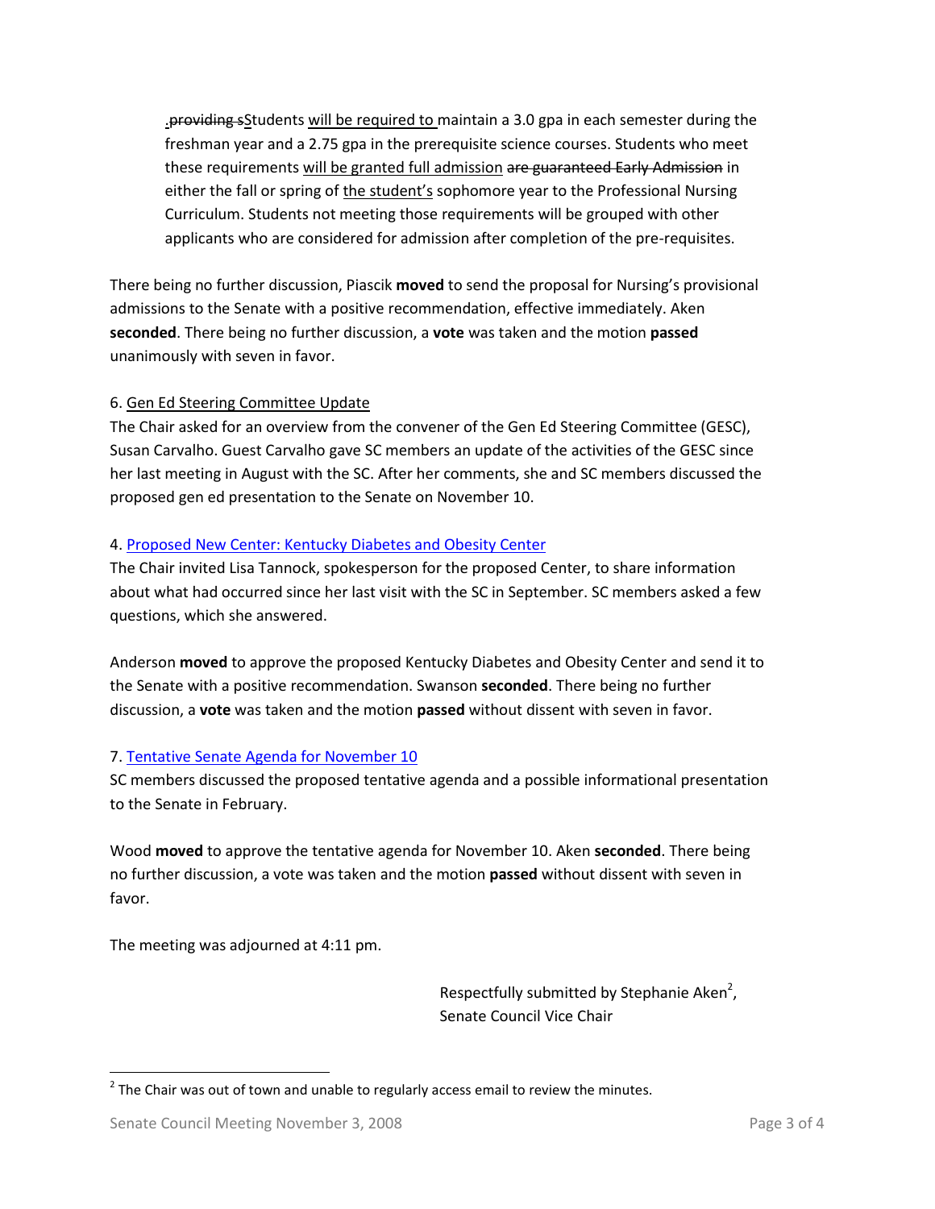~~.providing s~~Students <u>will be required to</u> maintain a 3.0 gpa in each semester during the freshman year and a 2.75 gpa in the prerequisite science courses. Students who meet these requirements <u>will be granted full admission</u> ~~are guaranteed Early Admission~~ in either the fall or spring of <u>the student's</u> sophomore year to the Professional Nursing Curriculum. Students not meeting those requirements will be grouped with other applicants who are considered for admission after completion of the pre-requisites.

There being no further discussion, Piascik **moved** to send the proposal for Nursing's provisional admissions to the Senate with a positive recommendation, effective immediately. Aken **seconded**. There being no further discussion, a **vote** was taken and the motion **passed** unanimously with seven in favor.

6. <u>Gen Ed Steering Committee Update</u>

The Chair asked for an overview from the convener of the Gen Ed Steering Committee (GESC), Susan Carvalho. Guest Carvalho gave SC members an update of the activities of the GESC since her last meeting in August with the SC. After her comments, she and SC members discussed the proposed gen ed presentation to the Senate on November 10.

4. Proposed New Center: Kentucky Diabetes and Obesity Center

The Chair invited Lisa Tannock, spokesperson for the proposed Center, to share information about what had occurred since her last visit with the SC in September. SC members asked a few questions, which she answered.

Anderson **moved** to approve the proposed Kentucky Diabetes and Obesity Center and send it to the Senate with a positive recommendation. Swanson **seconded**. There being no further discussion, a **vote** was taken and the motion **passed** without dissent with seven in favor.

7. Tentative Senate Agenda for November 10

SC members discussed the proposed tentative agenda and a possible informational presentation to the Senate in February.

Wood **moved** to approve the tentative agenda for November 10. Aken **seconded**. There being no further discussion, a vote was taken and the motion **passed** without dissent with seven in favor.

The meeting was adjourned at 4:11 pm.

Respectfully submitted by Stephanie Aken[2],
Senate Council Vice Chair

[2] The Chair was out of town and unable to regularly access email to review the minutes.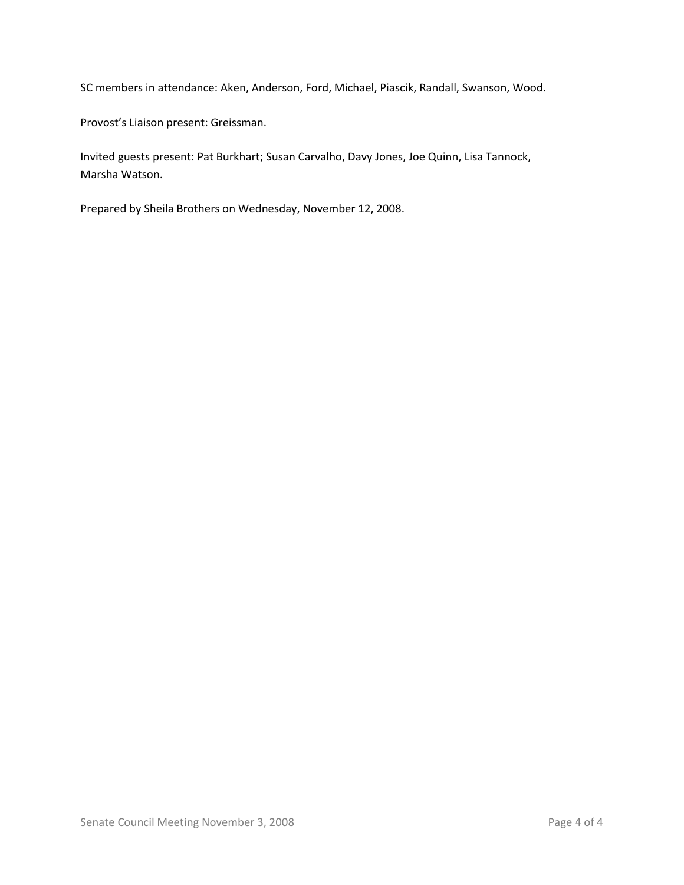SC members in attendance: Aken, Anderson, Ford, Michael, Piascik, Randall, Swanson, Wood.

Provost's Liaison present: Greissman.

Invited guests present: Pat Burkhart; Susan Carvalho, Davy Jones, Joe Quinn, Lisa Tannock, Marsha Watson.

Prepared by Sheila Brothers on Wednesday, November 12, 2008.